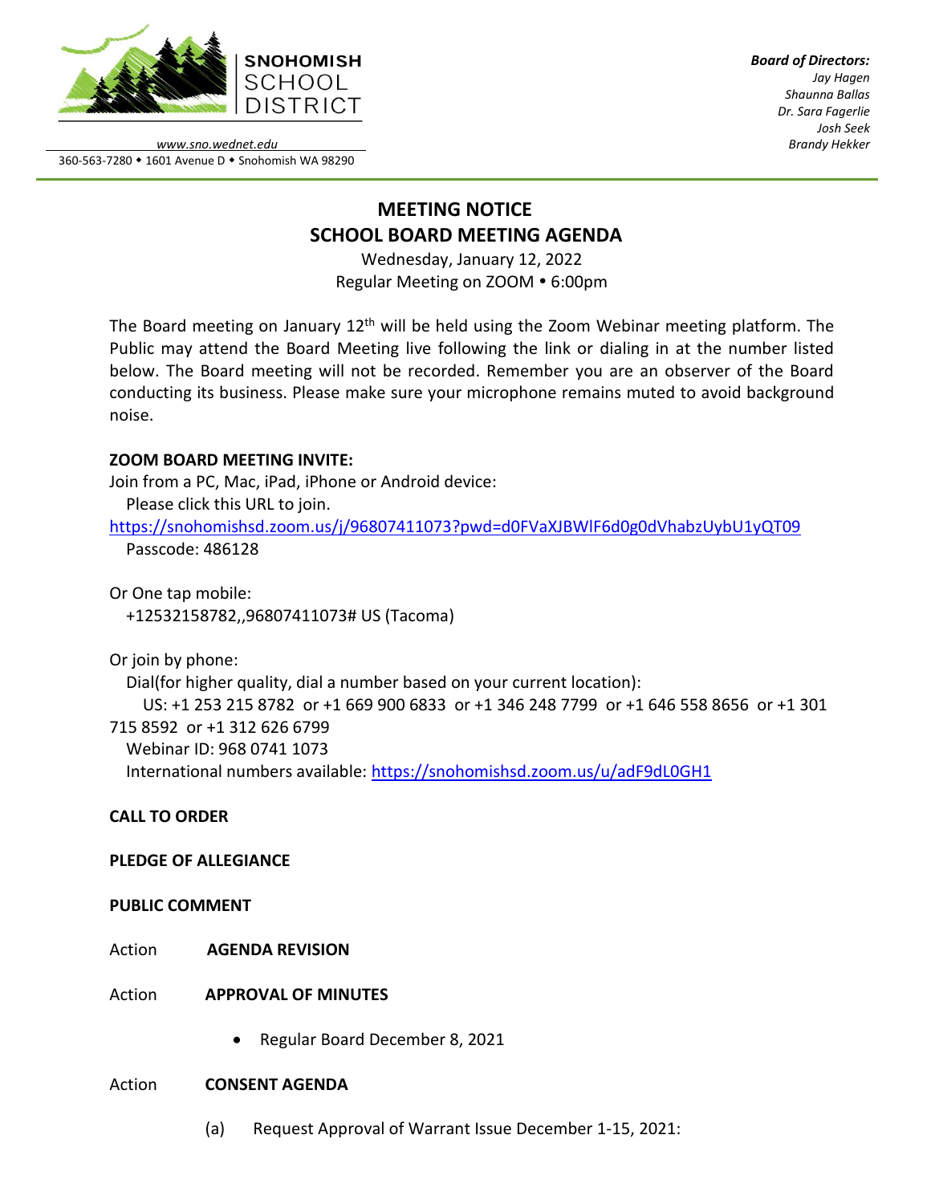**SNOHOMISH SCHOOL DISTRICT**

*www.sno.wednet.edu*
360-563-7280 • 1601 Avenue D • Snohomish WA 98290

***Board of Directors:***
*Jay Hagen*
*Shaunna Ballas*
*Dr. Sara Fagerlie*
*Josh Seek*
*Brandy Hekker*

# MEETING NOTICE
# SCHOOL BOARD MEETING AGENDA

Wednesday, January 12, 2022
Regular Meeting on ZOOM • 6:00pm

The Board meeting on January 12th will be held using the Zoom Webinar meeting platform. The Public may attend the Board Meeting live following the link or dialing in at the number listed below. The Board meeting will not be recorded. Remember you are an observer of the Board conducting its business. Please make sure your microphone remains muted to avoid background noise.

**ZOOM BOARD MEETING INVITE:**

Join from a PC, Mac, iPad, iPhone or Android device:
Please click this URL to join.
https://snohomishsd.zoom.us/j/96807411073?pwd=d0FVaXJBWlF6d0g0dVhabzUybU1yQT09
Passcode: 486128

Or One tap mobile:
+12532158782,,96807411073# US (Tacoma)

Or join by phone:
Dial(for higher quality, dial a number based on your current location):
US: +1 253 215 8782 or +1 669 900 6833 or +1 346 248 7799 or +1 646 558 8656 or +1 301 715 8592 or +1 312 626 6799
Webinar ID: 968 0741 1073
International numbers available: https://snohomishsd.zoom.us/u/adF9dL0GH1

**CALL TO ORDER**

**PLEDGE OF ALLEGIANCE**

**PUBLIC COMMENT**

Action **AGENDA REVISION**

Action **APPROVAL OF MINUTES**

- Regular Board December 8, 2021

Action **CONSENT AGENDA**

(a) Request Approval of Warrant Issue December 1-15, 2021: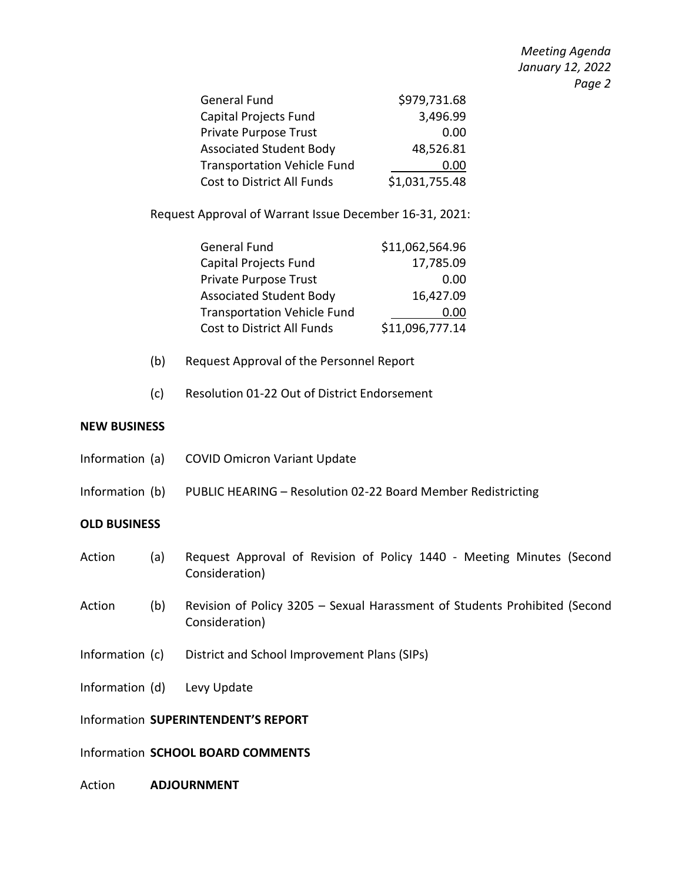| | |
|---|---|
| General Fund | $979,731.68 |
| Capital Projects Fund | 3,496.99 |
| Private Purpose Trust | 0.00 |
| Associated Student Body | 48,526.81 |
| Transportation Vehicle Fund | 0.00 |
| Cost to District All Funds | $1,031,755.48 |

Request Approval of Warrant Issue December 16-31, 2021:

| | |
|---|---|
| General Fund | $11,062,564.96 |
| Capital Projects Fund | 17,785.09 |
| Private Purpose Trust | 0.00 |
| Associated Student Body | 16,427.09 |
| Transportation Vehicle Fund | 0.00 |
| Cost to District All Funds | $11,096,777.14 |

(b) Request Approval of the Personnel Report

(c) Resolution 01-22 Out of District Endorsement

**NEW BUSINESS**

Information (a) COVID Omicron Variant Update

Information (b) PUBLIC HEARING – Resolution 02-22 Board Member Redistricting

**OLD BUSINESS**

Action (a) Request Approval of Revision of Policy 1440 - Meeting Minutes (Second Consideration)

Action (b) Revision of Policy 3205 – Sexual Harassment of Students Prohibited (Second Consideration)

Information (c) District and School Improvement Plans (SIPs)

Information (d) Levy Update

Information **SUPERINTENDENT'S REPORT**

Information **SCHOOL BOARD COMMENTS**

Action **ADJOURNMENT**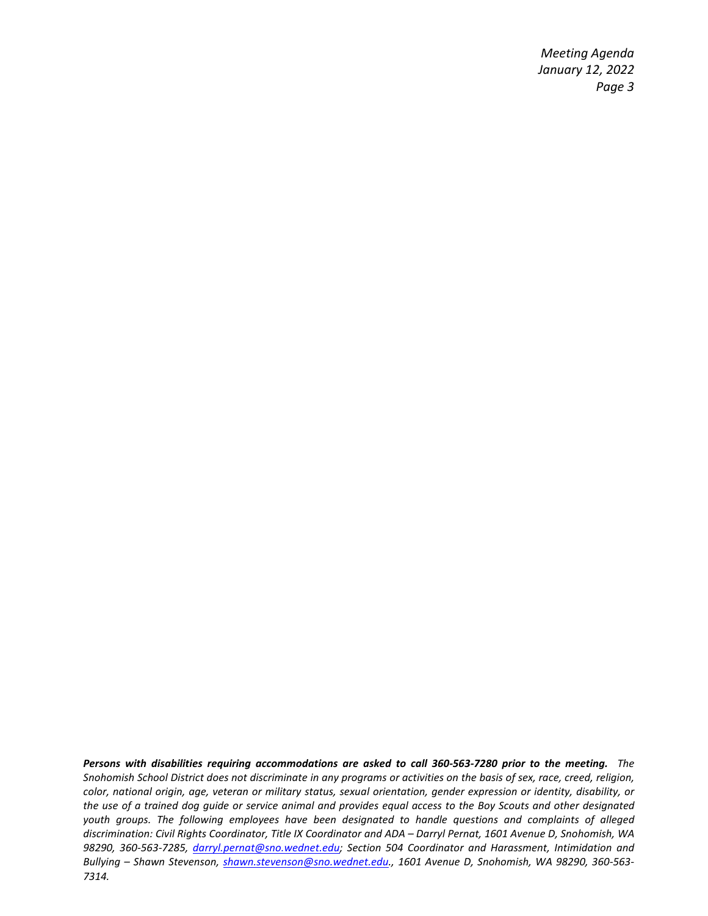***Persons with disabilities requiring accommodations are asked to call 360-563-7280 prior to the meeting.*** *The Snohomish School District does not discriminate in any programs or activities on the basis of sex, race, creed, religion, color, national origin, age, veteran or military status, sexual orientation, gender expression or identity, disability, or the use of a trained dog guide or service animal and provides equal access to the Boy Scouts and other designated youth groups. The following employees have been designated to handle questions and complaints of alleged discrimination: Civil Rights Coordinator, Title IX Coordinator and ADA – Darryl Pernat, 1601 Avenue D, Snohomish, WA 98290, 360-563-7285, darryl.pernat@sno.wednet.edu; Section 504 Coordinator and Harassment, Intimidation and Bullying – Shawn Stevenson, shawn.stevenson@sno.wednet.edu., 1601 Avenue D, Snohomish, WA 98290, 360-563-7314.*